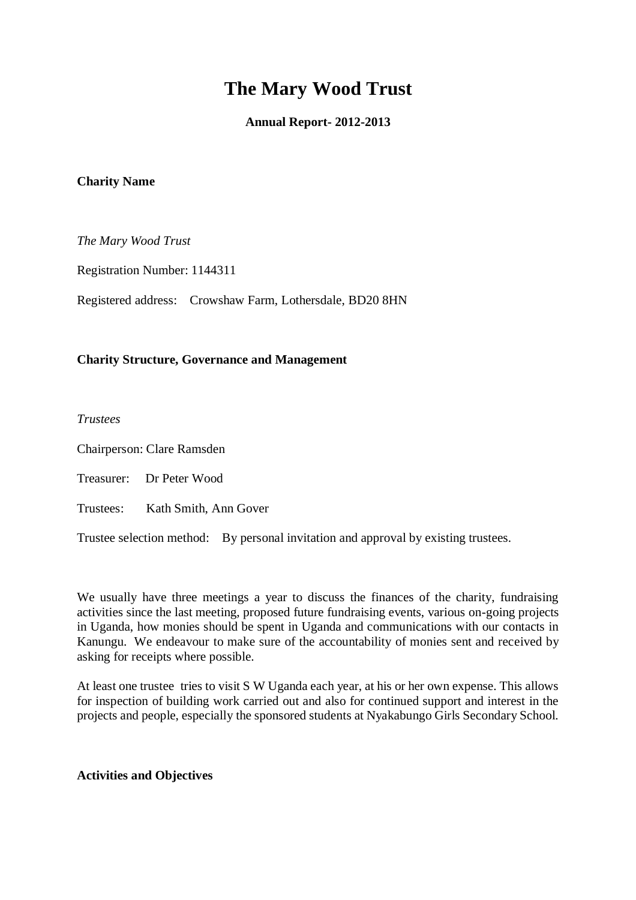# The Mary Wood Trust

**Annual Report- 2012-2013**

**Charity Name**

*The Mary Wood Trust*

Registration Number: 1144311

Registered address: Crowshaw Farm, Lothersdale, BD20 8HN

**Charity Structure, Governance and Management**

*Trustees*

Chairperson: Clare Ramsden

Treasurer: Dr Peter Wood

Trustees: Kath Smith, Ann Gover

Trustee selection method: By personal invitation and approval by existing trustees.

We usually have three meetings a year to discuss the finances of the charity, fundraising activities since the last meeting, proposed future fundraising events, various on-going projects in Uganda, how monies should be spent in Uganda and communications with our contacts in Kanungu. We endeavour to make sure of the accountability of monies sent and received by asking for receipts where possible.

At least one trustee tries to visit S W Uganda each year, at his or her own expense. This allows for inspection of building work carried out and also for continued support and interest in the projects and people, especially the sponsored students at Nyakabungo Girls Secondary School.

**Activities and Objectives**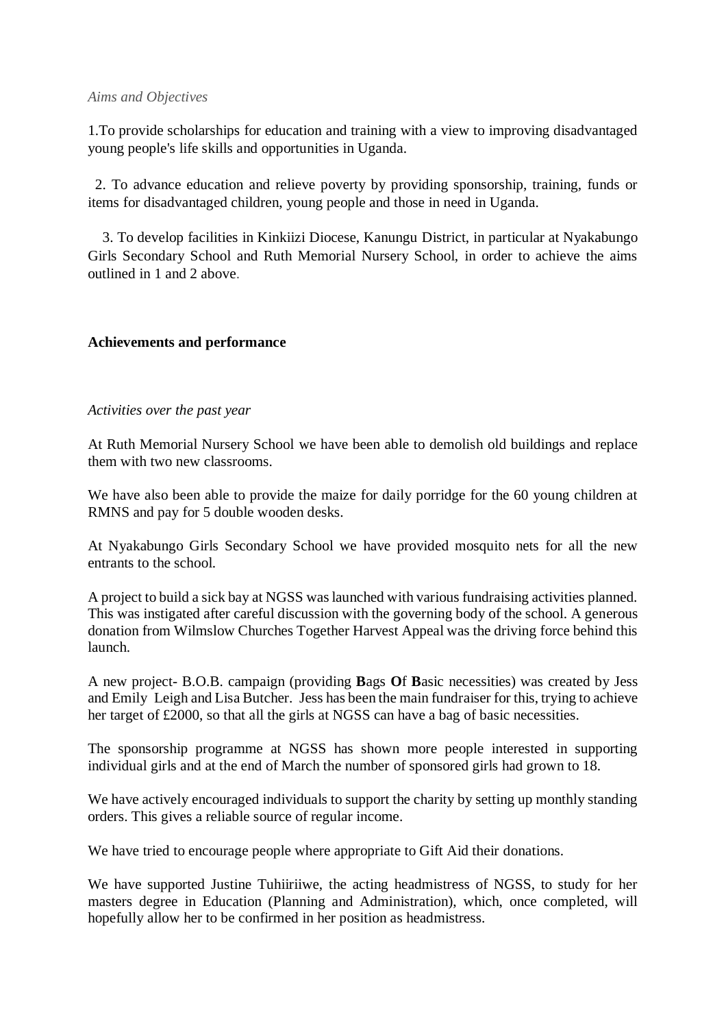*Aims and Objectives*

1.To provide scholarships for education and training with a view to improving disadvantaged young people's life skills and opportunities in Uganda.

2. To advance education and relieve poverty by providing sponsorship, training, funds or items for disadvantaged children, young people and those in need in Uganda.

3. To develop facilities in Kinkiizi Diocese, Kanungu District, in particular at Nyakabungo Girls Secondary School and Ruth Memorial Nursery School, in order to achieve the aims outlined in 1 and 2 above.

**Achievements and performance**

*Activities over the past year*

At Ruth Memorial Nursery School we have been able to demolish old buildings and replace them with two new classrooms.

We have also been able to provide the maize for daily porridge for the 60 young children at RMNS and pay for 5 double wooden desks.

At Nyakabungo Girls Secondary School we have provided mosquito nets for all the new entrants to the school.

A project to build a sick bay at NGSS was launched with various fundraising activities planned. This was instigated after careful discussion with the governing body of the school. A generous donation from Wilmslow Churches Together Harvest Appeal was the driving force behind this launch.

A new project- B.O.B. campaign (providing **B**ags **O**f **B**asic necessities) was created by Jess and Emily Leigh and Lisa Butcher. Jess has been the main fundraiser for this, trying to achieve her target of £2000, so that all the girls at NGSS can have a bag of basic necessities.

The sponsorship programme at NGSS has shown more people interested in supporting individual girls and at the end of March the number of sponsored girls had grown to 18.

We have actively encouraged individuals to support the charity by setting up monthly standing orders. This gives a reliable source of regular income.

We have tried to encourage people where appropriate to Gift Aid their donations.

We have supported Justine Tuhiiriiwe, the acting headmistress of NGSS, to study for her masters degree in Education (Planning and Administration), which, once completed, will hopefully allow her to be confirmed in her position as headmistress.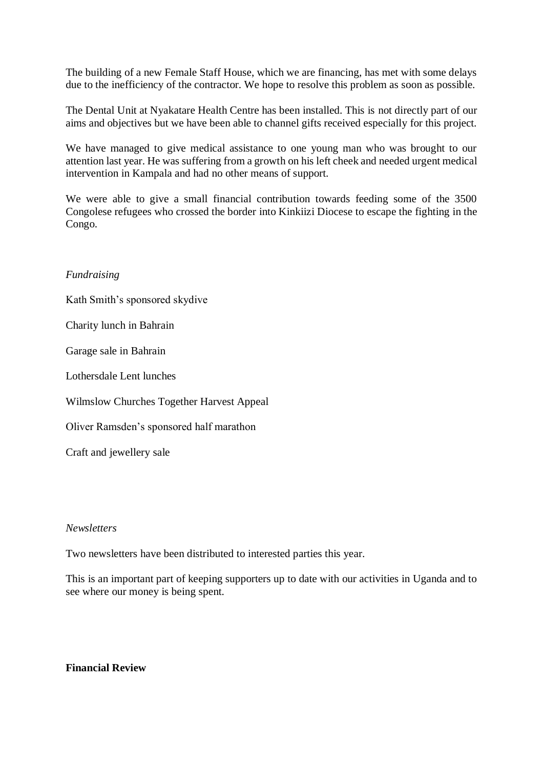The building of a new Female Staff House, which we are financing, has met with some delays due to the inefficiency of the contractor. We hope to resolve this problem as soon as possible.

The Dental Unit at Nyakatare Health Centre has been installed. This is not directly part of our aims and objectives but we have been able to channel gifts received especially for this project.

We have managed to give medical assistance to one young man who was brought to our attention last year. He was suffering from a growth on his left cheek and needed urgent medical intervention in Kampala and had no other means of support.

We were able to give a small financial contribution towards feeding some of the 3500 Congolese refugees who crossed the border into Kinkiizi Diocese to escape the fighting in the Congo.

*Fundraising*

Kath Smith's sponsored skydive

Charity lunch in Bahrain

Garage sale in Bahrain

Lothersdale Lent lunches

Wilmslow Churches Together Harvest Appeal

Oliver Ramsden's sponsored half marathon

Craft and jewellery sale

*Newsletters*

Two newsletters have been distributed to interested parties this year.

This is an important part of keeping supporters up to date with our activities in Uganda and to see where our money is being spent.

**Financial Review**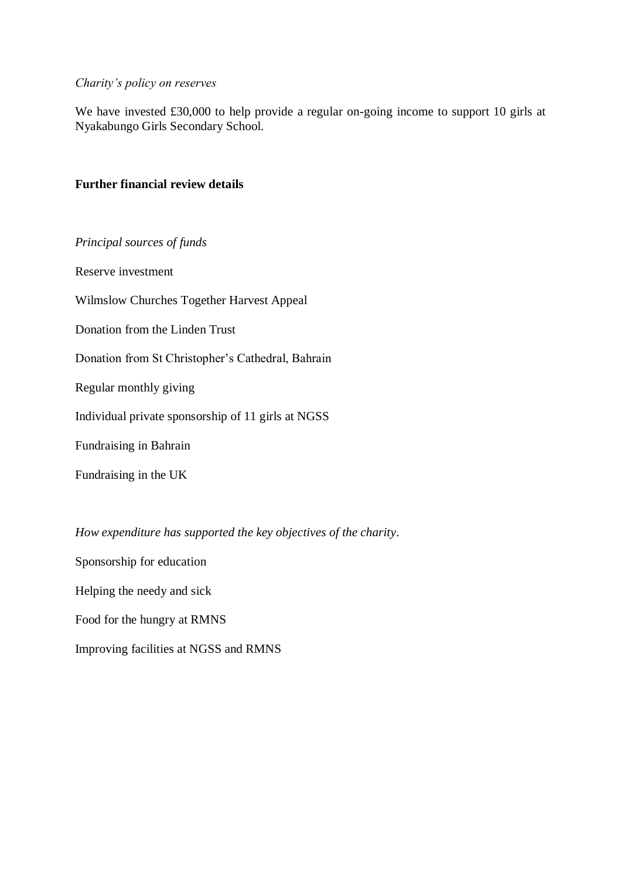*Charity's policy on reserves*

We have invested £30,000 to help provide a regular on-going income to support 10 girls at Nyakabungo Girls Secondary School.

**Further financial review details**

*Principal sources of funds*

Reserve investment

Wilmslow Churches Together Harvest Appeal

Donation from the Linden Trust

Donation from St Christopher's Cathedral, Bahrain

Regular monthly giving

Individual private sponsorship of 11 girls at NGSS

Fundraising in Bahrain

Fundraising in the UK

*How expenditure has supported the key objectives of the charity*.

Sponsorship for education

Helping the needy and sick

Food for the hungry at RMNS

Improving facilities at NGSS and RMNS